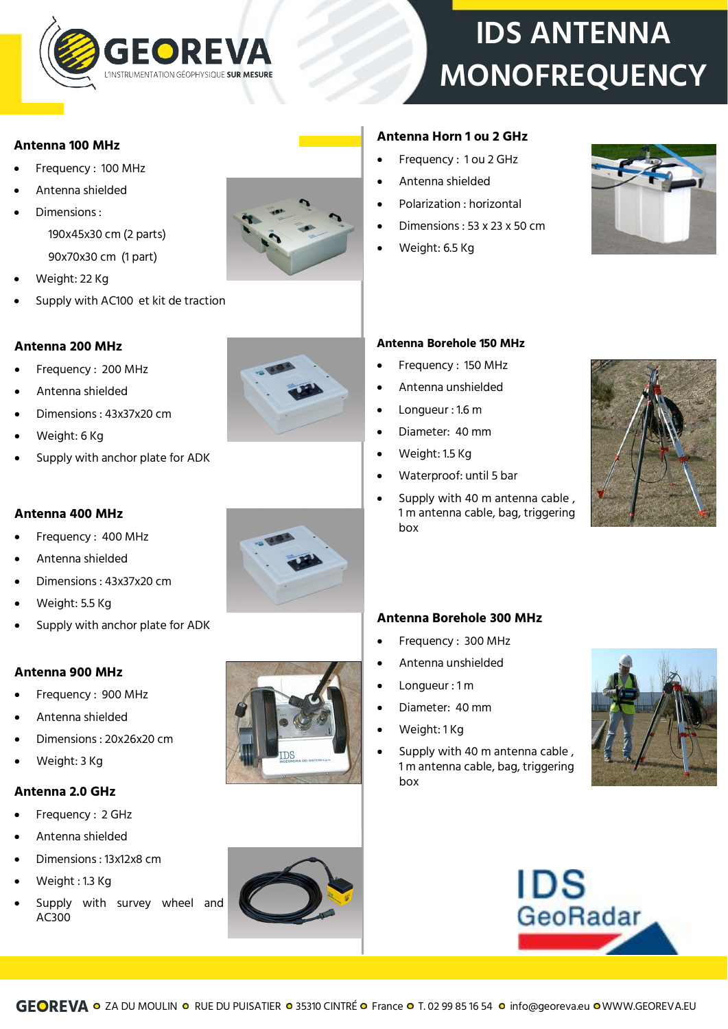# IDS ANTENNA MONOFREQUENCY

GEOREVA
L'INSTRUMENTATION GÉOPHYSIQUE SUR MESURE

### Antenna 100 MHz

- Frequency : 100 MHz
- Antenna shielded
- Dimensions :
  190x45x30 cm (2 parts)
  90x70x30 cm (1 part)
- Weight: 22 Kg
- Supply with AC100 et kit de traction

### Antenna 200 MHz

- Frequency : 200 MHz
- Antenna shielded
- Dimensions : 43x37x20 cm
- Weight: 6 Kg
- Supply with anchor plate for ADK

### Antenna 400 MHz

- Frequency : 400 MHz
- Antenna shielded
- Dimensions : 43x37x20 cm
- Weight: 5.5 Kg
- Supply with anchor plate for ADK

### Antenna 900 MHz

- Frequency : 900 MHz
- Antenna shielded
- Dimensions : 20x26x20 cm
- Weight: 3 Kg

### Antenna 2.0 GHz

- Frequency : 2 GHz
- Antenna shielded
- Dimensions : 13x12x8 cm
- Weight : 1.3 Kg
- Supply with survey wheel and AC300

### Antenna Horn 1 ou 2 GHz

- Frequency : 1 ou 2 GHz
- Antenna shielded
- Polarization : horizontal
- Dimensions : 53 x 23 x 50 cm
- Weight: 6.5 Kg

### Antenna Borehole 150 MHz

- Frequency : 150 MHz
- Antenna unshielded
- Longueur : 1.6 m
- Diameter: 40 mm
- Weight: 1.5 Kg
- Waterproof: until 5 bar
- Supply with 40 m antenna cable , 1 m antenna cable, bag, triggering box

### Antenna Borehole 300 MHz

- Frequency : 300 MHz
- Antenna unshielded
- Longueur : 1 m
- Diameter: 40 mm
- Weight: 1 Kg
- Supply with 40 m antenna cable , 1 m antenna cable, bag, triggering box

IDS GeoRadar

GEOREVA ZA DU MOULIN RUE DU PUISATIER 35310 CINTRÉ France T. 02 99 85 16 54 info@georeva.eu WWW.GEOREVA.EU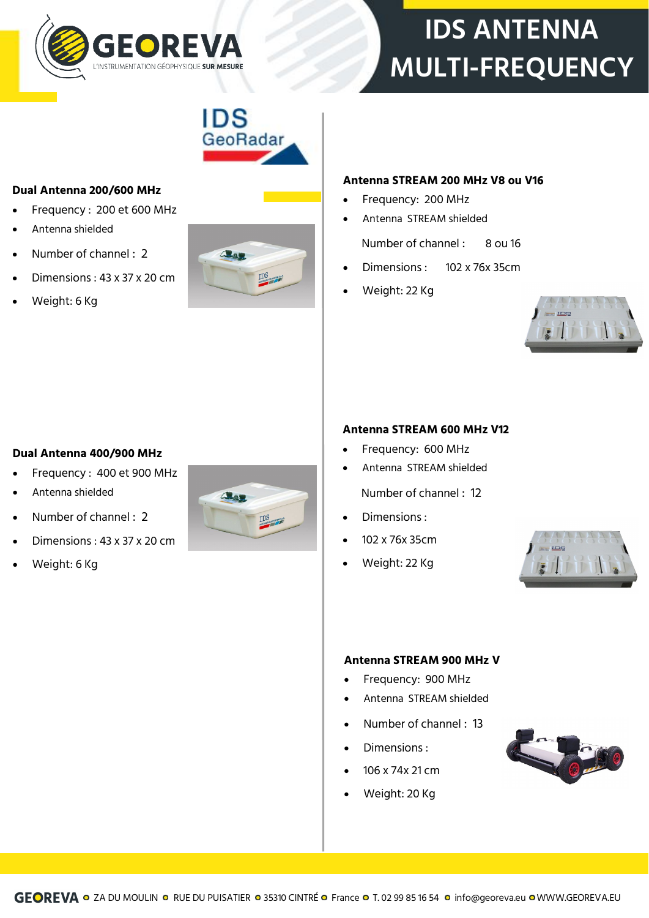# IDS ANTENNA MULTI-FREQUENCY

IDS GeoRadar

### Dual Antenna 200/600 MHz

- Frequency : 200 et 600 MHz
- Antenna shielded
- Number of channel : 2
- Dimensions : 43 x 37 x 20 cm
- Weight: 6 Kg

### Dual Antenna 400/900 MHz

- Frequency : 400 et 900 MHz
- Antenna shielded
- Number of channel : 2
- Dimensions : 43 x 37 x 20 cm
- Weight: 6 Kg

### Antenna STREAM 200 MHz V8 ou V16

- Frequency: 200 MHz
- Antenna STREAM shielded

  Number of channel : 8 ou 16
- Dimensions : 102 x 76x 35cm
- Weight: 22 Kg

### Antenna STREAM 600 MHz V12

- Frequency: 600 MHz
- Antenna STREAM shielded

  Number of channel : 12
- Dimensions :
- 102 x 76x 35cm
- Weight: 22 Kg

### Antenna STREAM 900 MHz V

- Frequency: 900 MHz
- Antenna STREAM shielded
- Number of channel : 13
- Dimensions :
- 106 x 74x 21 cm
- Weight: 20 Kg

GEOREVA ZA DU MOULIN RUE DU PUISATIER 35310 CINTRÉ France T. 02 99 85 16 54 info@georeva.eu WWW.GEOREVA.EU